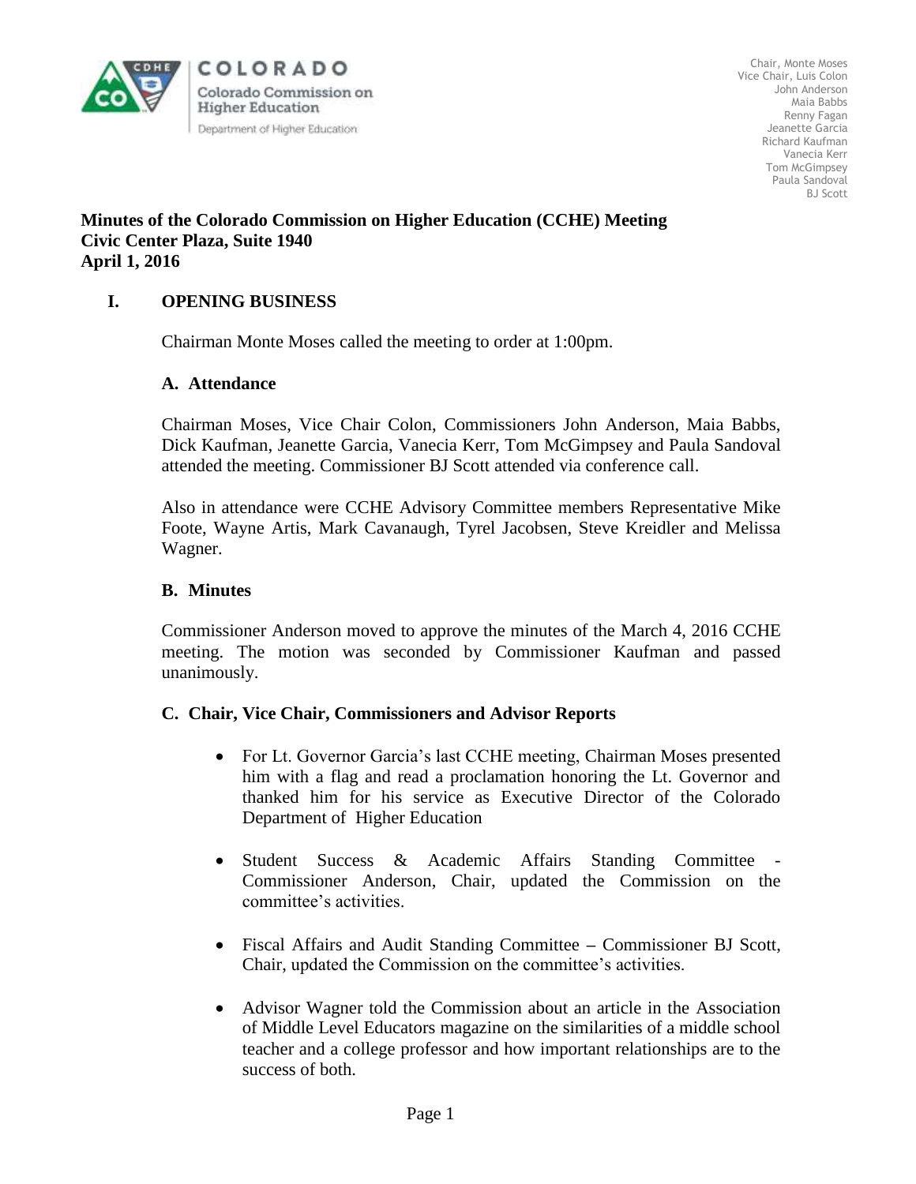COLORADO

Colorado Commission on Higher Education

Department of Higher Education

Chair, Monte Moses
Vice Chair, Luis Colon
John Anderson
Maia Babbs
Renny Fagan
Jeanette Garcia
Richard Kaufman
Vanecia Kerr
Tom McGimpsey
Paula Sandoval
BJ Scott

**Minutes of the Colorado Commission on Higher Education (CCHE) Meeting**
**Civic Center Plaza, Suite 1940**
**April 1, 2016**

## I. OPENING BUSINESS

Chairman Monte Moses called the meeting to order at 1:00pm.

### A. Attendance

Chairman Moses, Vice Chair Colon, Commissioners John Anderson, Maia Babbs, Dick Kaufman, Jeanette Garcia, Vanecia Kerr, Tom McGimpsey and Paula Sandoval attended the meeting. Commissioner BJ Scott attended via conference call.

Also in attendance were CCHE Advisory Committee members Representative Mike Foote, Wayne Artis, Mark Cavanaugh, Tyrel Jacobsen, Steve Kreidler and Melissa Wagner.

### B. Minutes

Commissioner Anderson moved to approve the minutes of the March 4, 2016 CCHE meeting. The motion was seconded by Commissioner Kaufman and passed unanimously.

### C. Chair, Vice Chair, Commissioners and Advisor Reports

- For Lt. Governor Garcia's last CCHE meeting, Chairman Moses presented him with a flag and read a proclamation honoring the Lt. Governor and thanked him for his service as Executive Director of the Colorado Department of Higher Education
- Student Success & Academic Affairs Standing Committee - Commissioner Anderson, Chair, updated the Commission on the committee's activities.
- Fiscal Affairs and Audit Standing Committee – Commissioner BJ Scott, Chair, updated the Commission on the committee's activities.
- Advisor Wagner told the Commission about an article in the Association of Middle Level Educators magazine on the similarities of a middle school teacher and a college professor and how important relationships are to the success of both.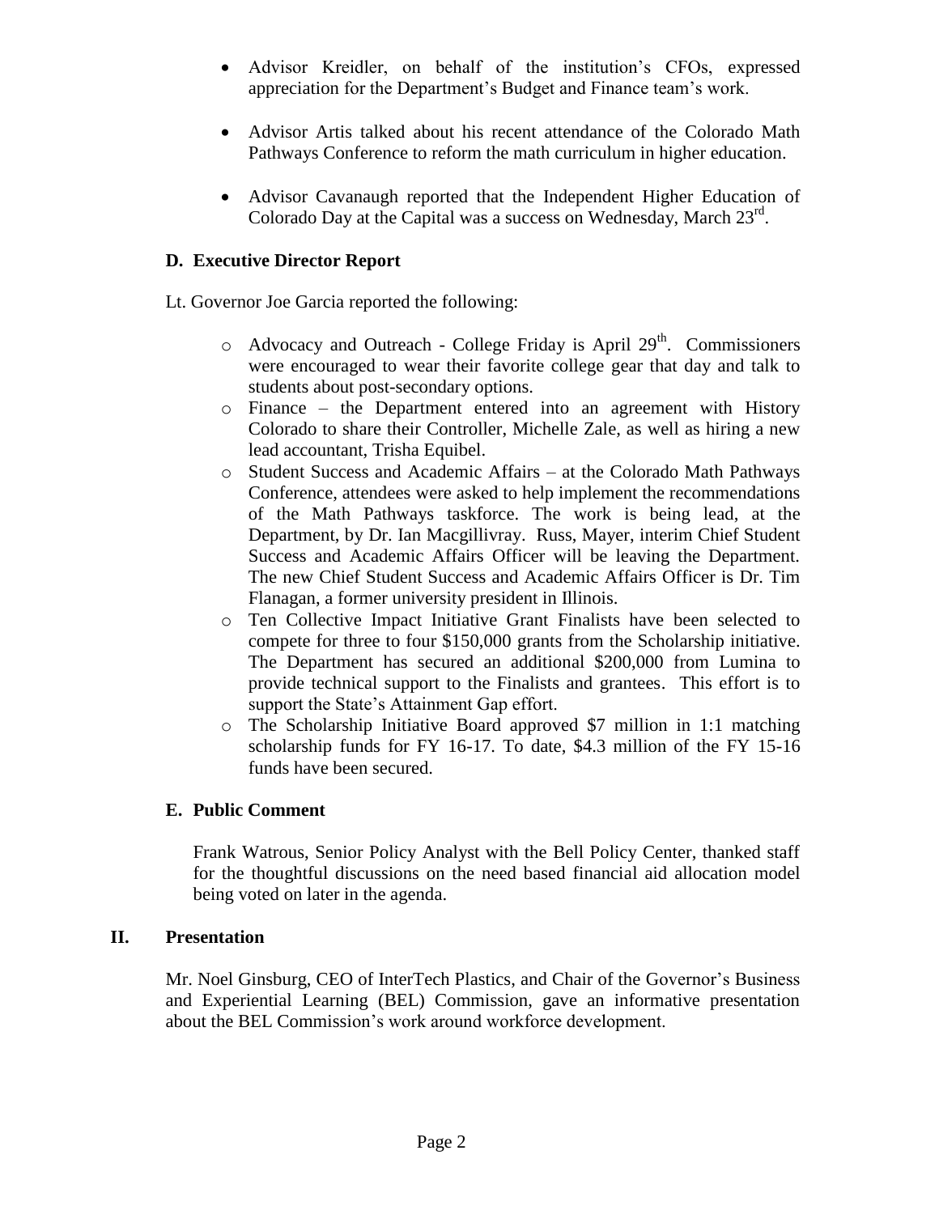- Advisor Kreidler, on behalf of the institution's CFOs, expressed appreciation for the Department's Budget and Finance team's work.

- Advisor Artis talked about his recent attendance of the Colorado Math Pathways Conference to reform the math curriculum in higher education.

- Advisor Cavanaugh reported that the Independent Higher Education of Colorado Day at the Capital was a success on Wednesday, March 23rd.

### D. Executive Director Report

Lt. Governor Joe Garcia reported the following:

- Advocacy and Outreach - College Friday is April 29th. Commissioners were encouraged to wear their favorite college gear that day and talk to students about post-secondary options.
- Finance – the Department entered into an agreement with History Colorado to share their Controller, Michelle Zale, as well as hiring a new lead accountant, Trisha Equibel.
- Student Success and Academic Affairs – at the Colorado Math Pathways Conference, attendees were asked to help implement the recommendations of the Math Pathways taskforce. The work is being lead, at the Department, by Dr. Ian Macgillivray. Russ, Mayer, interim Chief Student Success and Academic Affairs Officer will be leaving the Department. The new Chief Student Success and Academic Affairs Officer is Dr. Tim Flanagan, a former university president in Illinois.
- Ten Collective Impact Initiative Grant Finalists have been selected to compete for three to four $150,000 grants from the Scholarship initiative. The Department has secured an additional $200,000 from Lumina to provide technical support to the Finalists and grantees. This effort is to support the State's Attainment Gap effort.
- The Scholarship Initiative Board approved $7 million in 1:1 matching scholarship funds for FY 16-17. To date, $4.3 million of the FY 15-16 funds have been secured.

### E. Public Comment

Frank Watrous, Senior Policy Analyst with the Bell Policy Center, thanked staff for the thoughtful discussions on the need based financial aid allocation model being voted on later in the agenda.

## II. Presentation

Mr. Noel Ginsburg, CEO of InterTech Plastics, and Chair of the Governor's Business and Experiential Learning (BEL) Commission, gave an informative presentation about the BEL Commission's work around workforce development.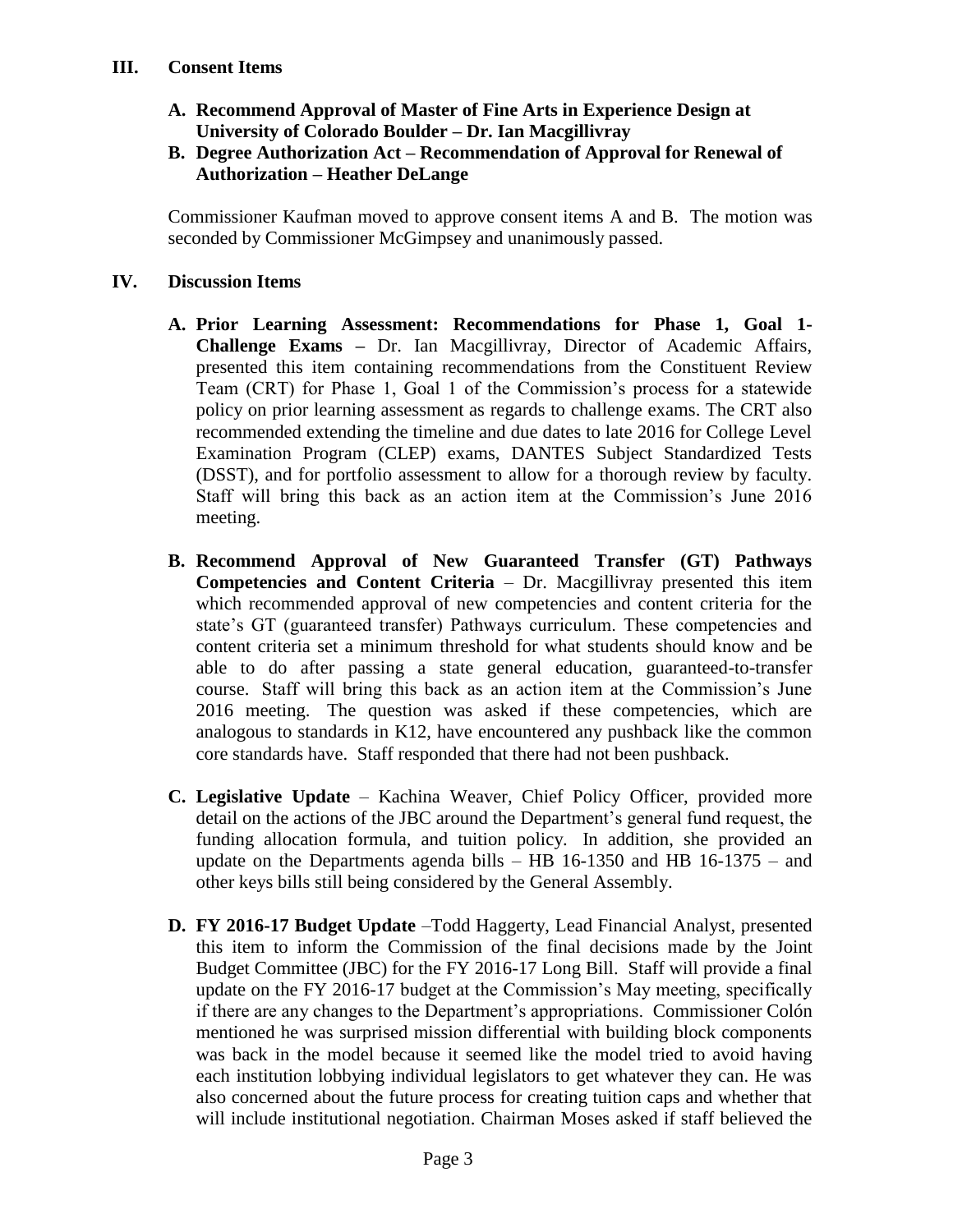## III. Consent Items

**A. Recommend Approval of Master of Fine Arts in Experience Design at University of Colorado Boulder – Dr. Ian Macgillivray**

**B. Degree Authorization Act – Recommendation of Approval for Renewal of Authorization – Heather DeLange**

Commissioner Kaufman moved to approve consent items A and B. The motion was seconded by Commissioner McGimpsey and unanimously passed.

## IV. Discussion Items

**A. Prior Learning Assessment: Recommendations for Phase 1, Goal 1- Challenge Exams –** Dr. Ian Macgillivray, Director of Academic Affairs, presented this item containing recommendations from the Constituent Review Team (CRT) for Phase 1, Goal 1 of the Commission's process for a statewide policy on prior learning assessment as regards to challenge exams. The CRT also recommended extending the timeline and due dates to late 2016 for College Level Examination Program (CLEP) exams, DANTES Subject Standardized Tests (DSST), and for portfolio assessment to allow for a thorough review by faculty. Staff will bring this back as an action item at the Commission's June 2016 meeting.

**B. Recommend Approval of New Guaranteed Transfer (GT) Pathways Competencies and Content Criteria** – Dr. Macgillivray presented this item which recommended approval of new competencies and content criteria for the state's GT (guaranteed transfer) Pathways curriculum. These competencies and content criteria set a minimum threshold for what students should know and be able to do after passing a state general education, guaranteed-to-transfer course. Staff will bring this back as an action item at the Commission's June 2016 meeting. The question was asked if these competencies, which are analogous to standards in K12, have encountered any pushback like the common core standards have. Staff responded that there had not been pushback.

**C. Legislative Update** – Kachina Weaver, Chief Policy Officer, provided more detail on the actions of the JBC around the Department's general fund request, the funding allocation formula, and tuition policy. In addition, she provided an update on the Departments agenda bills – HB 16-1350 and HB 16-1375 – and other keys bills still being considered by the General Assembly.

**D. FY 2016-17 Budget Update** –Todd Haggerty, Lead Financial Analyst, presented this item to inform the Commission of the final decisions made by the Joint Budget Committee (JBC) for the FY 2016-17 Long Bill. Staff will provide a final update on the FY 2016-17 budget at the Commission's May meeting, specifically if there are any changes to the Department's appropriations. Commissioner Colón mentioned he was surprised mission differential with building block components was back in the model because it seemed like the model tried to avoid having each institution lobbying individual legislators to get whatever they can. He was also concerned about the future process for creating tuition caps and whether that will include institutional negotiation. Chairman Moses asked if staff believed the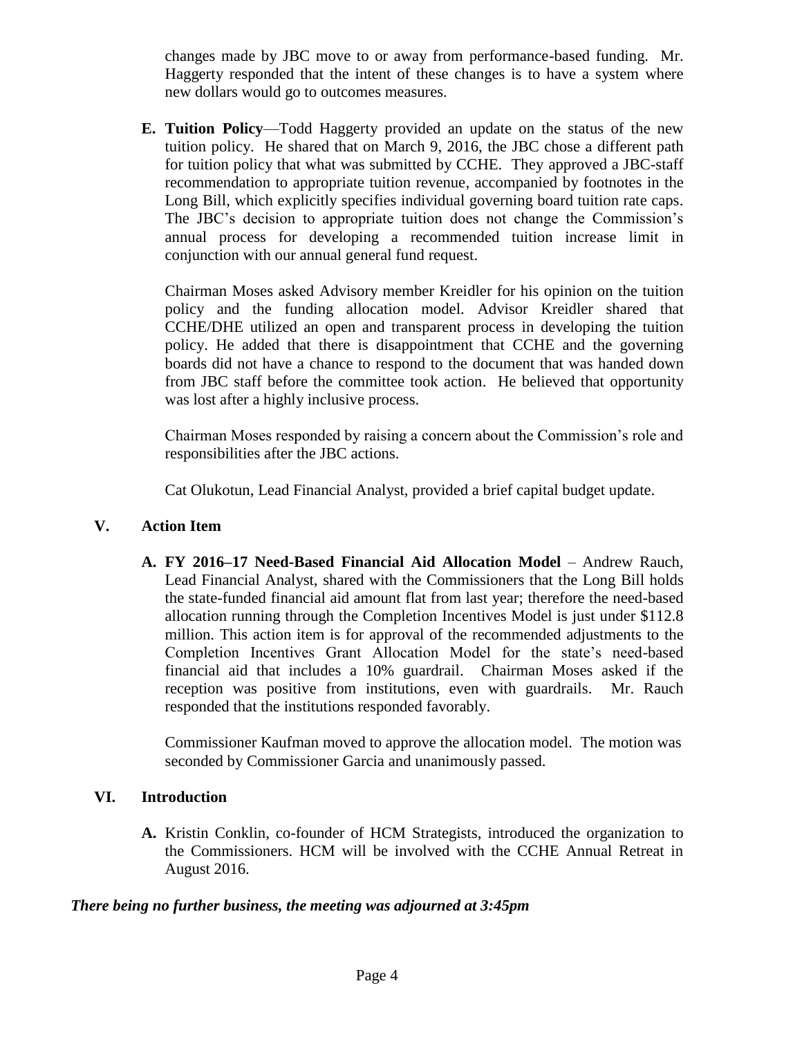changes made by JBC move to or away from performance-based funding. Mr. Haggerty responded that the intent of these changes is to have a system where new dollars would go to outcomes measures.

**E. Tuition Policy**—Todd Haggerty provided an update on the status of the new tuition policy. He shared that on March 9, 2016, the JBC chose a different path for tuition policy that what was submitted by CCHE. They approved a JBC-staff recommendation to appropriate tuition revenue, accompanied by footnotes in the Long Bill, which explicitly specifies individual governing board tuition rate caps. The JBC's decision to appropriate tuition does not change the Commission's annual process for developing a recommended tuition increase limit in conjunction with our annual general fund request.

Chairman Moses asked Advisory member Kreidler for his opinion on the tuition policy and the funding allocation model. Advisor Kreidler shared that CCHE/DHE utilized an open and transparent process in developing the tuition policy. He added that there is disappointment that CCHE and the governing boards did not have a chance to respond to the document that was handed down from JBC staff before the committee took action. He believed that opportunity was lost after a highly inclusive process.

Chairman Moses responded by raising a concern about the Commission's role and responsibilities after the JBC actions.

Cat Olukotun, Lead Financial Analyst, provided a brief capital budget update.

## V. Action Item

**A. FY 2016–17 Need-Based Financial Aid Allocation Model** – Andrew Rauch, Lead Financial Analyst, shared with the Commissioners that the Long Bill holds the state-funded financial aid amount flat from last year; therefore the need-based allocation running through the Completion Incentives Model is just under $112.8 million. This action item is for approval of the recommended adjustments to the Completion Incentives Grant Allocation Model for the state's need-based financial aid that includes a 10% guardrail. Chairman Moses asked if the reception was positive from institutions, even with guardrails. Mr. Rauch responded that the institutions responded favorably.

Commissioner Kaufman moved to approve the allocation model. The motion was seconded by Commissioner Garcia and unanimously passed.

## VI. Introduction

**A.** Kristin Conklin, co-founder of HCM Strategists, introduced the organization to the Commissioners. HCM will be involved with the CCHE Annual Retreat in August 2016.

***There being no further business, the meeting was adjourned at 3:45pm***